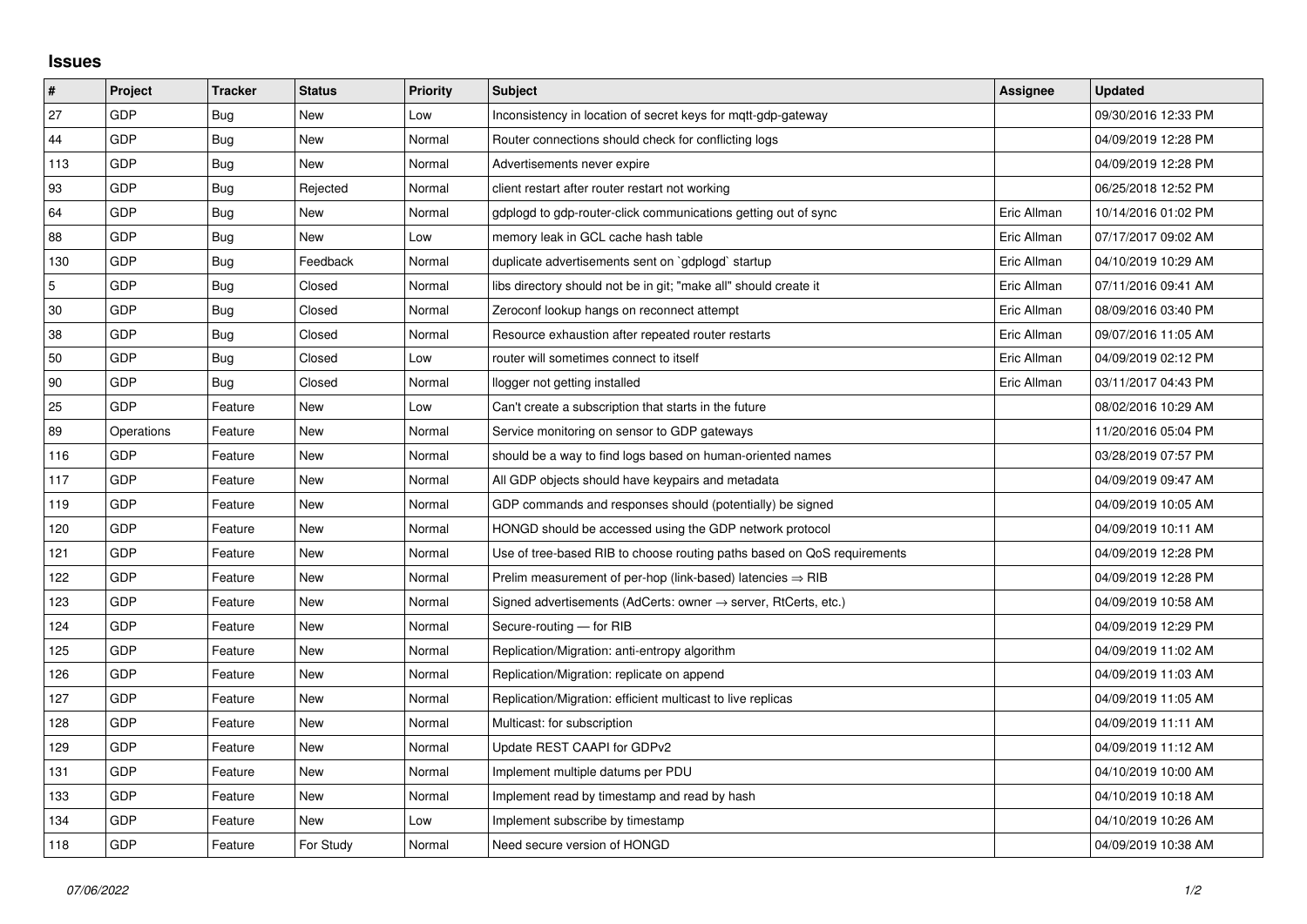## Issues

| # | Project | Tracker | Status | Priority | Subject | Assignee | Updated |
|---|---|---|---|---|---|---|---|
| 27 | GDP | Bug | New | Low | Inconsistency in location of secret keys for mqtt-gdp-gateway | | 09/30/2016 12:33 PM |
| 44 | GDP | Bug | New | Normal | Router connections should check for conflicting logs | | 04/09/2019 12:28 PM |
| 113 | GDP | Bug | New | Normal | Advertisements never expire | | 04/09/2019 12:28 PM |
| 93 | GDP | Bug | Rejected | Normal | client restart after router restart not working | | 06/25/2018 12:52 PM |
| 64 | GDP | Bug | New | Normal | gdplogd to gdp-router-click communications getting out of sync | Eric Allman | 10/14/2016 01:02 PM |
| 88 | GDP | Bug | New | Low | memory leak in GCL cache hash table | Eric Allman | 07/17/2017 09:02 AM |
| 130 | GDP | Bug | Feedback | Normal | duplicate advertisements sent on `gdplogd` startup | Eric Allman | 04/10/2019 10:29 AM |
| 5 | GDP | Bug | Closed | Normal | libs directory should not be in git; "make all" should create it | Eric Allman | 07/11/2016 09:41 AM |
| 30 | GDP | Bug | Closed | Normal | Zeroconf lookup hangs on reconnect attempt | Eric Allman | 08/09/2016 03:40 PM |
| 38 | GDP | Bug | Closed | Normal | Resource exhaustion after repeated router restarts | Eric Allman | 09/07/2016 11:05 AM |
| 50 | GDP | Bug | Closed | Low | router will sometimes connect to itself | Eric Allman | 04/09/2019 02:12 PM |
| 90 | GDP | Bug | Closed | Normal | llogger not getting installed | Eric Allman | 03/11/2017 04:43 PM |
| 25 | GDP | Feature | New | Low | Can't create a subscription that starts in the future | | 08/02/2016 10:29 AM |
| 89 | Operations | Feature | New | Normal | Service monitoring on sensor to GDP gateways | | 11/20/2016 05:04 PM |
| 116 | GDP | Feature | New | Normal | should be a way to find logs based on human-oriented names | | 03/28/2019 07:57 PM |
| 117 | GDP | Feature | New | Normal | All GDP objects should have keypairs and metadata | | 04/09/2019 09:47 AM |
| 119 | GDP | Feature | New | Normal | GDP commands and responses should (potentially) be signed | | 04/09/2019 10:05 AM |
| 120 | GDP | Feature | New | Normal | HONGD should be accessed using the GDP network protocol | | 04/09/2019 10:11 AM |
| 121 | GDP | Feature | New | Normal | Use of tree-based RIB to choose routing paths based on QoS requirements | | 04/09/2019 12:28 PM |
| 122 | GDP | Feature | New | Normal | Prelim measurement of per-hop (link-based) latencies ⇒ RIB | | 04/09/2019 12:28 PM |
| 123 | GDP | Feature | New | Normal | Signed advertisements (AdCerts: owner → server, RtCerts, etc.) | | 04/09/2019 10:58 AM |
| 124 | GDP | Feature | New | Normal | Secure-routing — for RIB | | 04/09/2019 12:29 PM |
| 125 | GDP | Feature | New | Normal | Replication/Migration: anti-entropy algorithm | | 04/09/2019 11:02 AM |
| 126 | GDP | Feature | New | Normal | Replication/Migration: replicate on append | | 04/09/2019 11:03 AM |
| 127 | GDP | Feature | New | Normal | Replication/Migration: efficient multicast to live replicas | | 04/09/2019 11:05 AM |
| 128 | GDP | Feature | New | Normal | Multicast: for subscription | | 04/09/2019 11:11 AM |
| 129 | GDP | Feature | New | Normal | Update REST CAAPI for GDPv2 | | 04/09/2019 11:12 AM |
| 131 | GDP | Feature | New | Normal | Implement multiple datums per PDU | | 04/10/2019 10:00 AM |
| 133 | GDP | Feature | New | Normal | Implement read by timestamp and read by hash | | 04/10/2019 10:18 AM |
| 134 | GDP | Feature | New | Low | Implement subscribe by timestamp | | 04/10/2019 10:26 AM |
| 118 | GDP | Feature | For Study | Normal | Need secure version of HONGD | | 04/09/2019 10:38 AM |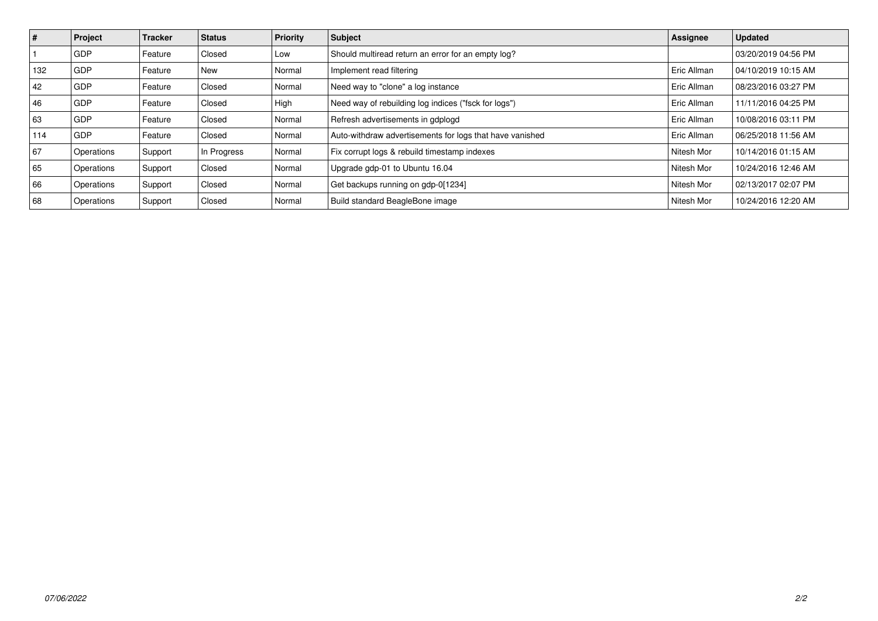| # | Project | Tracker | Status | Priority | Subject | Assignee | Updated |
|---|---|---|---|---|---|---|---|
| 1 | GDP | Feature | Closed | Low | Should multiread return an error for an empty log? | | 03/20/2019 04:56 PM |
| 132 | GDP | Feature | New | Normal | Implement read filtering | Eric Allman | 04/10/2019 10:15 AM |
| 42 | GDP | Feature | Closed | Normal | Need way to "clone" a log instance | Eric Allman | 08/23/2016 03:27 PM |
| 46 | GDP | Feature | Closed | High | Need way of rebuilding log indices ("fsck for logs") | Eric Allman | 11/11/2016 04:25 PM |
| 63 | GDP | Feature | Closed | Normal | Refresh advertisements in gdplogd | Eric Allman | 10/08/2016 03:11 PM |
| 114 | GDP | Feature | Closed | Normal | Auto-withdraw advertisements for logs that have vanished | Eric Allman | 06/25/2018 11:56 AM |
| 67 | Operations | Support | In Progress | Normal | Fix corrupt logs & rebuild timestamp indexes | Nitesh Mor | 10/14/2016 01:15 AM |
| 65 | Operations | Support | Closed | Normal | Upgrade gdp-01 to Ubuntu 16.04 | Nitesh Mor | 10/24/2016 12:46 AM |
| 66 | Operations | Support | Closed | Normal | Get backups running on gdp-0[1234] | Nitesh Mor | 02/13/2017 02:07 PM |
| 68 | Operations | Support | Closed | Normal | Build standard BeagleBone image | Nitesh Mor | 10/24/2016 12:20 AM |